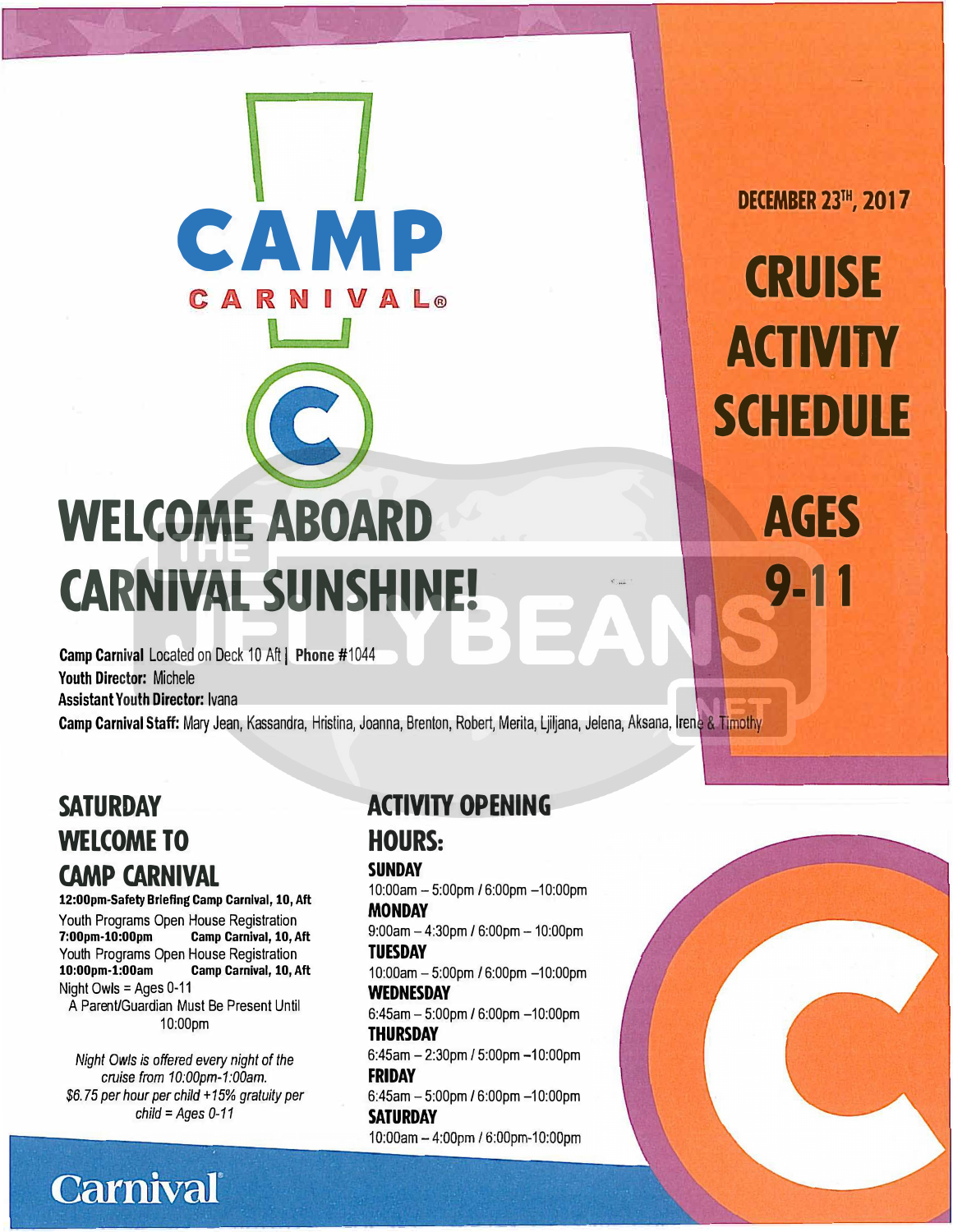# CAMP CARNIVAL®

**DECEMBER 23TH, 2017**

## CRUISE ACTIVITY SCHEDULE

## AGES 9-11

# WELCOME ABOARD CARNIVAL SUNSHINE!

**Camp Carnival** Located on Deck 10 Aft | **Phone #**1044
**Youth Director:** Michele
**Assistant Youth Director:** Ivana
**Camp Carnival Staff:** Mary Jean, Kassandra, Hristina, Joanna, Brenton, Robert, Merita, Ljiljana, Jelena, Aksana, Irene & Timothy

## SATURDAY WELCOME TO CAMP CARNIVAL

**12:00pm-Safety Briefing Camp Carnival, 10, Aft**
Youth Programs Open House Registration
**7:00pm-10:00pm** **Camp Carnival, 10, Aft**
Youth Programs Open House Registration
**10:00pm-1:00am** **Camp Carnival, 10, Aft**
Night Owls = Ages 0-11
A Parent/Guardian Must Be Present Until 10:00pm

*Night Owls is offered every night of the cruise from 10:00pm-1:00am.*
*$6.75 per hour per child +15% gratuity per child = Ages 0-11*

## ACTIVITY OPENING HOURS:

**SUNDAY**
10:00am – 5:00pm / 6:00pm –10:00pm
**MONDAY**
9:00am – 4:30pm / 6:00pm – 10:00pm
**TUESDAY**
10:00am – 5:00pm / 6:00pm –10:00pm
**WEDNESDAY**
6:45am – 5:00pm / 6:00pm –10:00pm
**THURSDAY**
6:45am – 2:30pm / 5:00pm –10:00pm
**FRIDAY**
6:45am – 5:00pm / 6:00pm –10:00pm
**SATURDAY**
10:00am – 4:00pm / 6:00pm-10:00pm

Carnival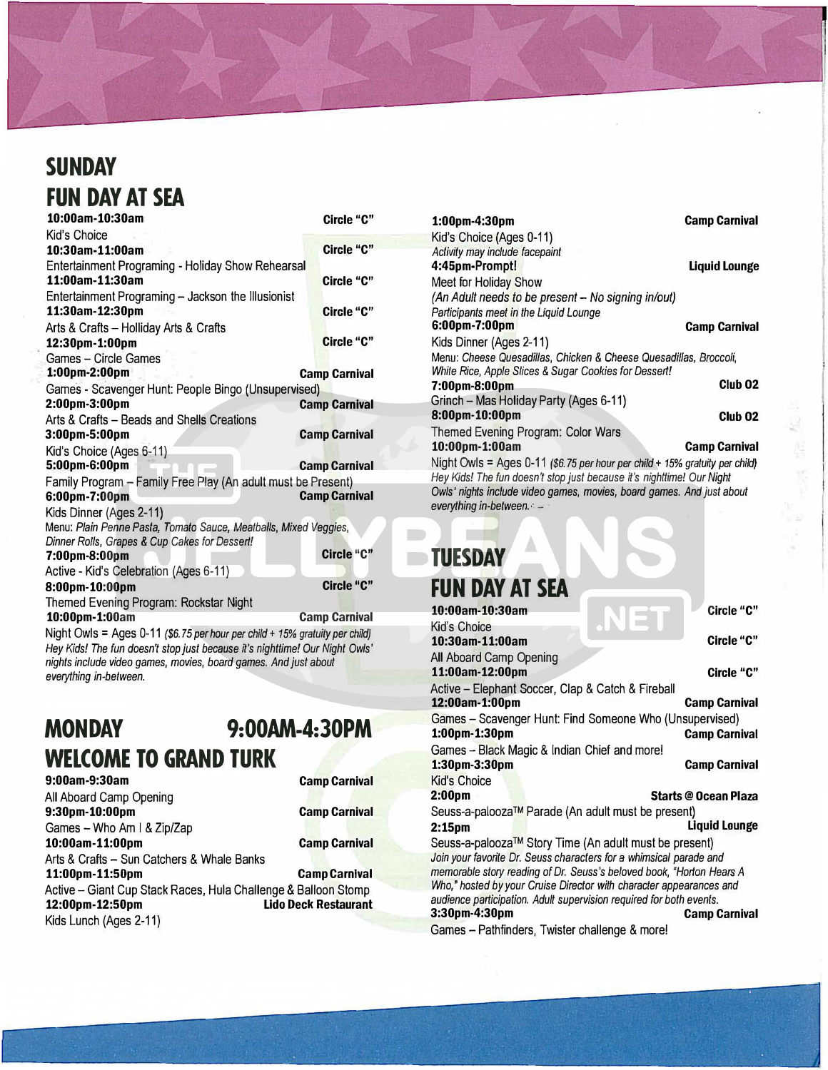## SUNDAY
## FUN DAY AT SEA

**10:00am-10:30am** — **Circle "C"**
Kid's Choice

**10:30am-11:00am** — **Circle "C"**
Entertainment Programing - Holiday Show Rehearsal

**11:00am-11:30am** — **Circle "C"**
Entertainment Programing – Jackson the Illusionist

**11:30am-12:30pm** — **Circle "C"**
Arts & Crafts – Holliday Arts & Crafts

**12:30pm-1:00pm** — **Circle "C"**
Games – Circle Games

**1:00pm-2:00pm** — **Camp Carnival**
Games - Scavenger Hunt: People Bingo (Unsupervised)

**2:00pm-3:00pm** — **Camp Carnival**
Arts & Crafts – Beads and Shells Creations

**3:00pm-5:00pm** — **Camp Carnival**
Kid's Choice (Ages 6-11)

**5:00pm-6:00pm** — **Camp Carnival**
Family Program – Family Free Play (An adult must be Present)

**6:00pm-7:00pm** — **Camp Carnival**
Kids Dinner (Ages 2-11)
Menu: *Plain Penne Pasta, Tomato Sauce, Meatballs, Mixed Veggies, Dinner Rolls, Grapes & Cup Cakes for Dessert!*

**7:00pm-8:00pm** — **Circle "C"**
Active - Kid's Celebration (Ages 6-11)

**8:00pm-10:00pm** — **Circle "C"**
Themed Evening Program: Rockstar Night

**10:00pm-1:00am** — **Camp Carnival**
Night Owls = Ages 0-11 *($6.75 per hour per child + 15% gratuity per child)*
*Hey Kids! The fun doesn't stop just because it's nighttime! Our Night Owls' nights include video games, movies, board games. And just about everything in-between.*

## MONDAY 9:00AM-4:30PM
## WELCOME TO GRAND TURK

**9:00am-9:30am** — **Camp Carnival**
All Aboard Camp Opening

**9:30pm-10:00pm** — **Camp Carnival**
Games – Who Am I & Zip/Zap

**10:00am-11:00pm** — **Camp Carnival**
Arts & Crafts – Sun Catchers & Whale Banks

**11:00pm-11:50pm** — **Camp Carnival**
Active – Giant Cup Stack Races, Hula Challenge & Balloon Stomp

**12:00pm-12:50pm** — **Lido Deck Restaurant**
Kids Lunch (Ages 2-11)

**1:00pm-4:30pm** — **Camp Carnival**
Kid's Choice (Ages 0-11)
*Activity may include facepaint*

**4:45pm-Prompt!** — **Liquid Lounge**
Meet for Holiday Show
*(An Adult needs to be present – No signing in/out)*
*Participants meet in the Liquid Lounge*

**6:00pm-7:00pm** — **Camp Carnival**
Kids Dinner (Ages 2-11)
Menu: *Cheese Quesadillas, Chicken & Cheese Quesadillas, Broccoli, White Rice, Apple Slices & Sugar Cookies for Dessert!*

**7:00pm-8:00pm** — **Club O2**
Grinch – Mas Holiday Party (Ages 6-11)

**8:00pm-10:00pm** — **Club O2**
Themed Evening Program: Color Wars

**10:00pm-1:00am** — **Camp Carnival**
Night Owls = Ages 0-11 *($6.75 per hour per child + 15% gratuity per child)*
*Hey Kids! The fun doesn't stop just because it's nighttime! Our Night Owls' nights include video games, movies, board games. And just about everything in-between.*

## TUESDAY
## FUN DAY AT SEA

**10:00am-10:30am** — **Circle "C"**
Kid's Choice

**10:30am-11:00am** — **Circle "C"**
All Aboard Camp Opening

**11:00am-12:00pm** — **Circle "C"**
Active – Elephant Soccer, Clap & Catch & Fireball

**12:00am-1:00pm** — **Camp Carnival**
Games – Scavenger Hunt: Find Someone Who (Unsupervised)

**1:00pm-1:30pm** — **Camp Carnival**
Games – Black Magic & Indian Chief and more!

**1:30pm-3:30pm** — **Camp Carnival**
Kid's Choice

**2:00pm** — **Starts @ Ocean Plaza**
Seuss-a-palooza™ Parade (An adult must be present)

**2:15pm** — **Liquid Lounge**
Seuss-a-palooza™ Story Time (An adult must be present)
*Join your favorite Dr. Seuss characters for a whimsical parade and memorable story reading of Dr. Seuss's beloved book, "Horton Hears A Who," hosted by your Cruise Director with character appearances and audience participation. Adult supervision required for both events.*

**3:30pm-4:30pm** — **Camp Carnival**
Games – Pathfinders, Twister challenge & more!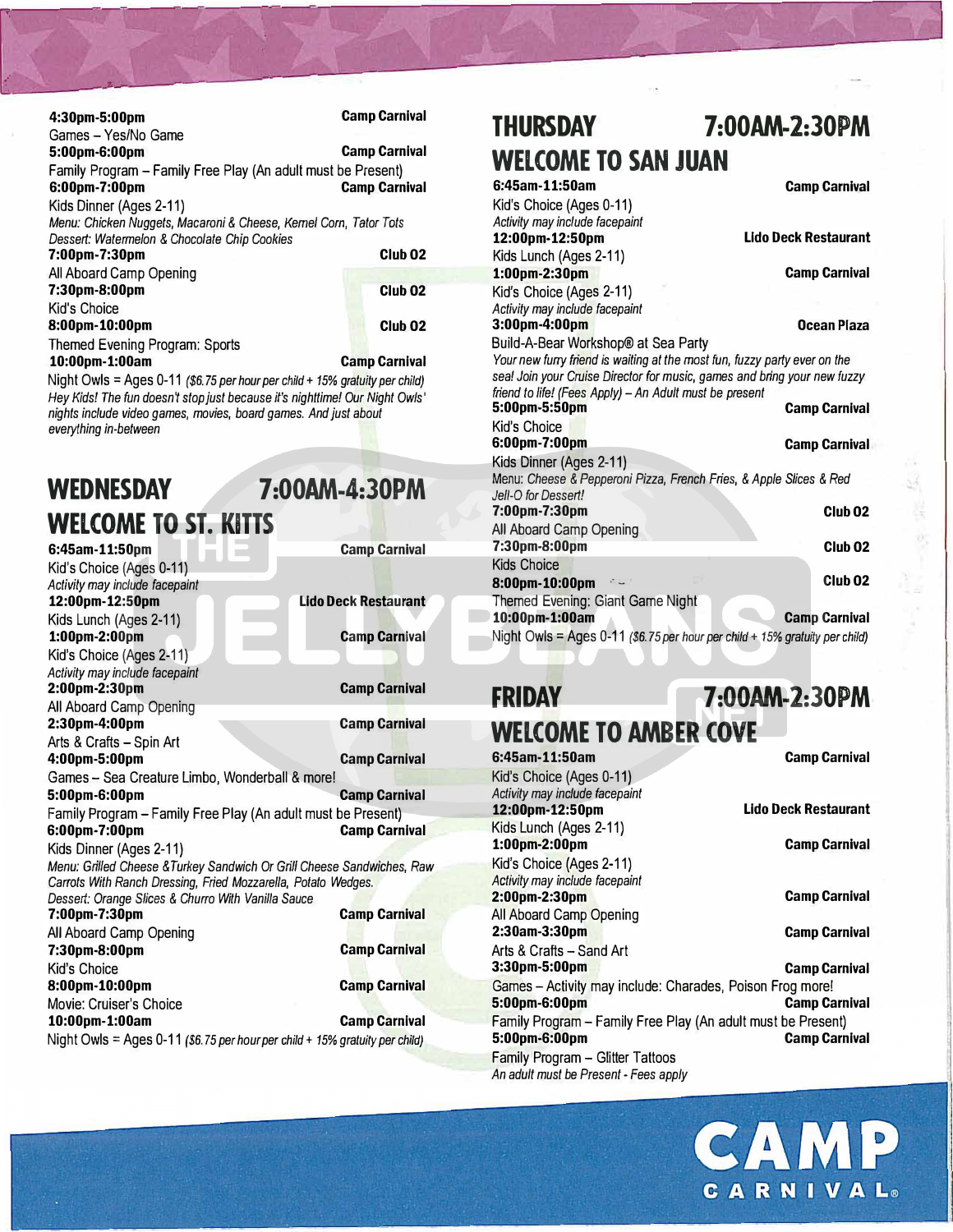**4:30pm-5:00pm** — **Camp Carnival**
Games – Yes/No Game

**5:00pm-6:00pm** — **Camp Carnival**
Family Program – Family Free Play (An adult must be Present)

**6:00pm-7:00pm** — **Camp Carnival**
Kids Dinner (Ages 2-11)
*Menu: Chicken Nuggets, Macaroni & Cheese, Kernel Corn, Tator Tots*
*Dessert: Watermelon & Chocolate Chip Cookies*

**7:00pm-7:30pm** — **Club 02**
All Aboard Camp Opening

**7:30pm-8:00pm** — **Club 02**
Kid's Choice

**8:00pm-10:00pm** — **Club 02**
Themed Evening Program: Sports

**10:00pm-1:00am** — **Camp Carnival**
Night Owls = Ages 0-11 *($6.75 per hour per child + 15% gratuity per child)*
*Hey Kids! The fun doesn't stop just because it's nighttime! Our Night Owls' nights include video games, movies, board games. And just about everything in-between*

## WEDNESDAY 7:00AM-4:30PM

## WELCOME TO ST. KITTS

**6:45am-11:50pm** — **Camp Carnival**
Kid's Choice (Ages 0-11)
*Activity may include facepaint*

**12:00pm-12:50pm** — **Lido Deck Restaurant**
Kids Lunch (Ages 2-11)

**1:00pm-2:00pm** — **Camp Carnival**
Kid's Choice (Ages 2-11)
*Activity may include facepaint*

**2:00pm-2:30pm** — **Camp Carnival**
All Aboard Camp Opening

**2:30pm-4:00pm** — **Camp Carnival**
Arts & Crafts – Spin Art

**4:00pm-5:00pm** — **Camp Carnival**
Games – Sea Creature Limbo, Wonderball & more!

**5:00pm-6:00pm** — **Camp Carnival**
Family Program – Family Free Play (An adult must be Present)

**6:00pm-7:00pm** — **Camp Carnival**
Kids Dinner (Ages 2-11)
*Menu: Grilled Cheese &Turkey Sandwich Or Grill Cheese Sandwiches, Raw Carrots With Ranch Dressing, Fried Mozzarella, Potato Wedges.*
*Dessert: Orange Slices & Churro With Vanilla Sauce*

**7:00pm-7:30pm** — **Camp Carnival**
All Aboard Camp Opening

**7:30pm-8:00pm** — **Camp Carnival**
Kid's Choice

**8:00pm-10:00pm** — **Camp Carnival**
Movie: Cruiser's Choice

**10:00pm-1:00am** — **Camp Carnival**
Night Owls = Ages 0-11 *($6.75 per hour per child + 15% gratuity per child)*

## THURSDAY 7:00AM-2:30PM

## WELCOME TO SAN JUAN

**6:45am-11:50am** — **Camp Carnival**
Kid's Choice (Ages 0-11)
*Activity may include facepaint*

**12:00pm-12:50pm** — **Lido Deck Restaurant**
Kids Lunch (Ages 2-11)

**1:00pm-2:30pm** — **Camp Carnival**
Kid's Choice (Ages 2-11)
*Activity may include facepaint*

**3:00pm-4:00pm** — **Ocean Plaza**
Build-A-Bear Workshop® at Sea Party
*Your new furry friend is waiting at the most fun, fuzzy party ever on the sea! Join your Cruise Director for music, games and bring your new fuzzy friend to life! (Fees Apply) – An Adult must be present*

**5:00pm-5:50pm** — **Camp Carnival**
Kid's Choice

**6:00pm-7:00pm** — **Camp Carnival**
Kids Dinner (Ages 2-11)
*Menu: Cheese & Pepperoni Pizza, French Fries, & Apple Slices & Red Jell-O for Dessert!*

**7:00pm-7:30pm** — **Club 02**
All Aboard Camp Opening

**7:30pm-8:00pm** — **Club 02**
Kids Choice

**8:00pm-10:00pm** — **Club 02**
Themed Evening: Giant Game Night

**10:00pm-1:00am** — **Camp Carnival**
Night Owls = Ages 0-11 *($6.75 per hour per child + 15% gratuity per child)*

## FRIDAY 7:00AM-2:30PM

## WELCOME TO AMBER COVE

**6:45am-11:50am** — **Camp Carnival**
Kid's Choice (Ages 0-11)
*Activity may include facepaint*

**12:00pm-12:50pm** — **Lido Deck Restaurant**
Kids Lunch (Ages 2-11)

**1:00pm-2:00pm** — **Camp Carnival**
Kid's Choice (Ages 2-11)
*Activity may include facepaint*

**2:00pm-2:30pm** — **Camp Carnival**
All Aboard Camp Opening

**2:30am-3:30pm** — **Camp Carnival**
Arts & Crafts – Sand Art

**3:30pm-5:00pm** — **Camp Carnival**
Games – Activity may include: Charades, Poison Frog more!

**5:00pm-6:00pm** — **Camp Carnival**
Family Program – Family Free Play (An adult must be Present)

**5:00pm-6:00pm** — **Camp Carnival**
Family Program – Glitter Tattoos
*An adult must be Present - Fees apply*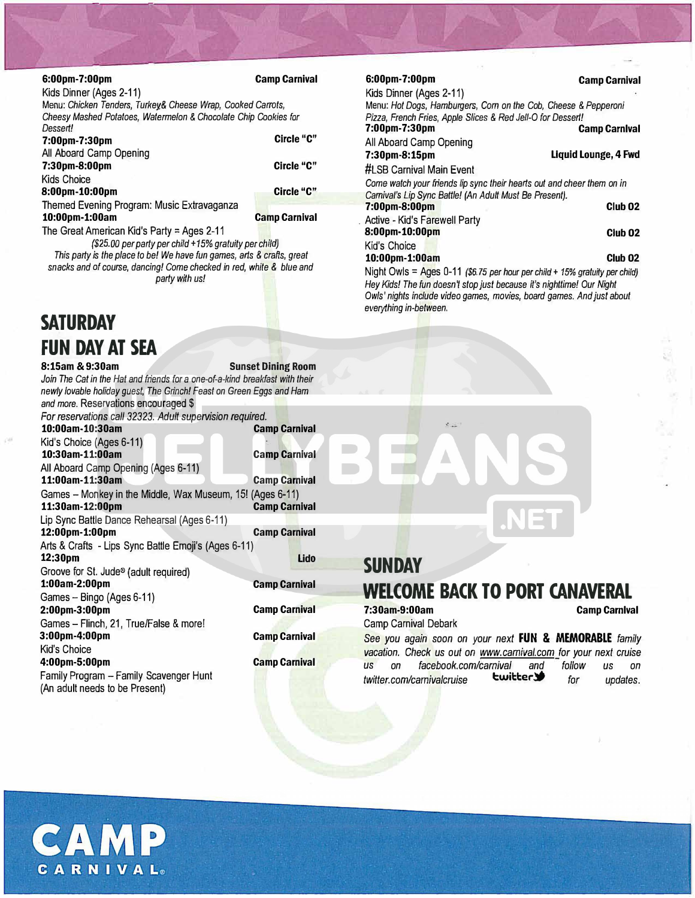**6:00pm-7:00pm** **Camp Carnival**
Kids Dinner (Ages 2-11)
Menu: *Chicken Tenders, Turkey& Cheese Wrap, Cooked Carrots, Cheesy Mashed Potatoes, Watermelon & Chocolate Chip Cookies for Dessert!*
**7:00pm-7:30pm** **Circle "C"**
All Aboard Camp Opening
**7:30pm-8:00pm** **Circle "C"**
Kids Choice
**8:00pm-10:00pm** **Circle "C"**
Themed Evening Program: Music Extravaganza
**10:00pm-1:00am** **Camp Carnival**
The Great American Kid's Party = Ages 2-11
*($25.00 per party per child +15% gratuity per child)*
*This party is the place to be! We have fun games, arts & crafts, great snacks and of course, dancing! Come checked in red, white & blue and party with us!*

## SATURDAY
## FUN DAY AT SEA

**8:15am & 9:30am** **Sunset Dining Room**
*Join The Cat in the Hat and friends for a one-of-a-kind breakfast with their newly lovable holiday guest, The Grinch! Feast on Green Eggs and Ham and more.* Reservations encouraged $
*For reservations call 32323. Adult supervision required.*
**10:00am-10:30am** **Camp Carnival**
Kid's Choice (Ages 6-11)
**10:30am-11:00am** **Camp Carnival**
All Aboard Camp Opening (Ages 6-11)
**11:00am-11:30am** **Camp Carnival**
Games – Monkey in the Middle, Wax Museum, 15! (Ages 6-11)
**11:30am-12:00pm** **Camp Carnival**
Lip Sync Battle Dance Rehearsal (Ages 6-11)
**12:00pm-1:00pm** **Camp Carnival**
Arts & Crafts - Lips Sync Battle Emoji's (Ages 6-11)
**12:30pm** **Lido**
Groove for St. Jude® (adult required)
**1:00am-2:00pm** **Camp Carnival**
Games – Bingo (Ages 6-11)
**2:00pm-3:00pm** **Camp Carnival**
Games – Flinch, 21, True/False & more!
**3:00pm-4:00pm** **Camp Carnival**
Kid's Choice
**4:00pm-5:00pm** **Camp Carnival**
Family Program – Family Scavenger Hunt
(An adult needs to be Present)

**6:00pm-7:00pm** **Camp Carnival**
Kids Dinner (Ages 2-11)
Menu: *Hot Dogs, Hamburgers, Corn on the Cob, Cheese & Pepperoni Pizza, French Fries, Apple Slices & Red Jell-O for Dessert!*
**7:00pm-7:30pm** **Camp Carnival**
All Aboard Camp Opening
**7:30pm-8:15pm** **Liquid Lounge, 4 Fwd**
#LSB Carnival Main Event
*Come watch your friends lip sync their hearts out and cheer them on in Carnival's Lip Sync Battle! (An Adult Must Be Present).*
**7:00pm-8:00pm** **Club 02**
Active - Kid's Farewell Party
**8:00pm-10:00pm** **Club 02**
Kid's Choice
**10:00pm-1:00am** **Club 02**
Night Owls = Ages 0-11 *($6.75 per hour per child + 15% gratuity per child)*
*Hey Kids! The fun doesn't stop just because it's nighttime! Our Night Owls' nights include video games, movies, board games. And just about everything in-between.*

## SUNDAY
## WELCOME BACK TO PORT CANAVERAL

**7:30am-9:00am** **Camp Carnival**
Camp Carnival Debark
*See you again soon on your next* **FUN & MEMORABLE** *family vacation. Check us out on www.carnival.com for your next cruise us on facebook.com/carnival and follow us on twitter.com/carnivalcruise* twitter *for updates.*

CAMP CARNIVAL®